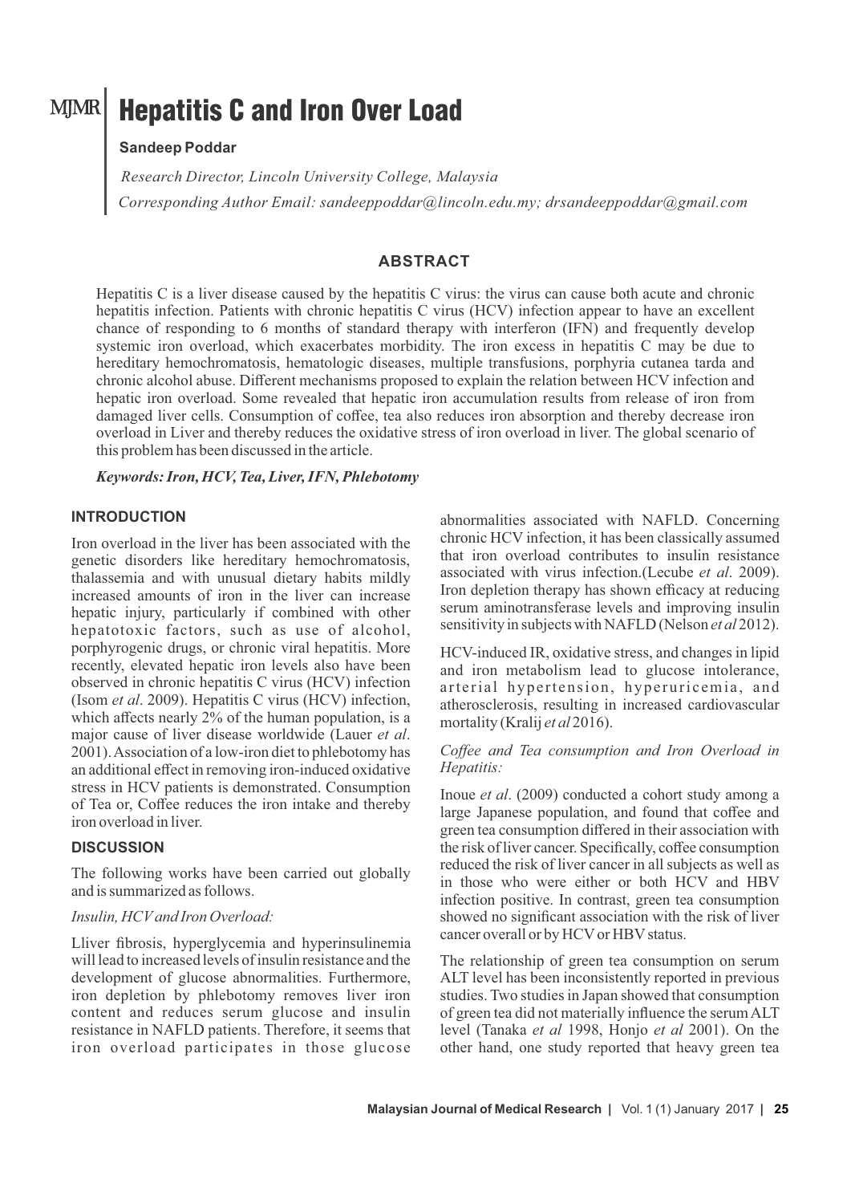MJMR

# Hepatitis C and Iron Over Load

**Sandeep Poddar**

*Research Director, Lincoln University College, Malaysia*

*Corresponding Author Email: sandeeppoddar@lincoln.edu.my; drsandeeppoddar@gmail.com*

## ABSTRACT

Hepatitis C is a liver disease caused by the hepatitis C virus: the virus can cause both acute and chronic hepatitis infection. Patients with chronic hepatitis C virus (HCV) infection appear to have an excellent chance of responding to 6 months of standard therapy with interferon (IFN) and frequently develop systemic iron overload, which exacerbates morbidity. The iron excess in hepatitis C may be due to hereditary hemochromatosis, hematologic diseases, multiple transfusions, porphyria cutanea tarda and chronic alcohol abuse. Different mechanisms proposed to explain the relation between HCV infection and hepatic iron overload. Some revealed that hepatic iron accumulation results from release of iron from damaged liver cells. Consumption of coffee, tea also reduces iron absorption and thereby decrease iron overload in Liver and thereby reduces the oxidative stress of iron overload in liver. The global scenario of this problem has been discussed in the article.

***Keywords: Iron, HCV, Tea, Liver, IFN, Phlebotomy***

## INTRODUCTION

Iron overload in the liver has been associated with the genetic disorders like hereditary hemochromatosis, thalassemia and with unusual dietary habits mildly increased amounts of iron in the liver can increase hepatic injury, particularly if combined with other hepatotoxic factors, such as use of alcohol, porphyrogenic drugs, or chronic viral hepatitis. More recently, elevated hepatic iron levels also have been observed in chronic hepatitis C virus (HCV) infection (Isom *et al*. 2009). Hepatitis C virus (HCV) infection, which affects nearly 2% of the human population, is a major cause of liver disease worldwide (Lauer *et al*. 2001). Association of a low-iron diet to phlebotomy has an additional effect in removing iron-induced oxidative stress in HCV patients is demonstrated. Consumption of Tea or, Coffee reduces the iron intake and thereby iron overload in liver.

## DISCUSSION

The following works have been carried out globally and is summarized as follows.

*Insulin, HCV and Iron Overload:*

Lliver fibrosis, hyperglycemia and hyperinsulinemia will lead to increased levels of insulin resistance and the development of glucose abnormalities. Furthermore, iron depletion by phlebotomy removes liver iron content and reduces serum glucose and insulin resistance in NAFLD patients. Therefore, it seems that iron overload participates in those glucose abnormalities associated with NAFLD. Concerning chronic HCV infection, it has been classically assumed that iron overload contributes to insulin resistance associated with virus infection.(Lecube *et al*. 2009). Iron depletion therapy has shown efficacy at reducing serum aminotransferase levels and improving insulin sensitivity in subjects with NAFLD (Nelson *et al* 2012).

HCV-induced IR, oxidative stress, and changes in lipid and iron metabolism lead to glucose intolerance, arterial hypertension, hyperuricemia, and atherosclerosis, resulting in increased cardiovascular mortality (Kralij *et al* 2016).

*Coffee and Tea consumption and Iron Overload in Hepatitis:*

Inoue *et al*. (2009) conducted a cohort study among a large Japanese population, and found that coffee and green tea consumption differed in their association with the risk of liver cancer. Specifically, coffee consumption reduced the risk of liver cancer in all subjects as well as in those who were either or both HCV and HBV infection positive. In contrast, green tea consumption showed no significant association with the risk of liver cancer overall or by HCV or HBV status.

The relationship of green tea consumption on serum ALT level has been inconsistently reported in previous studies. Two studies in Japan showed that consumption of green tea did not materially influence the serum ALT level (Tanaka *et al* 1998, Honjo *et al* 2001). On the other hand, one study reported that heavy green tea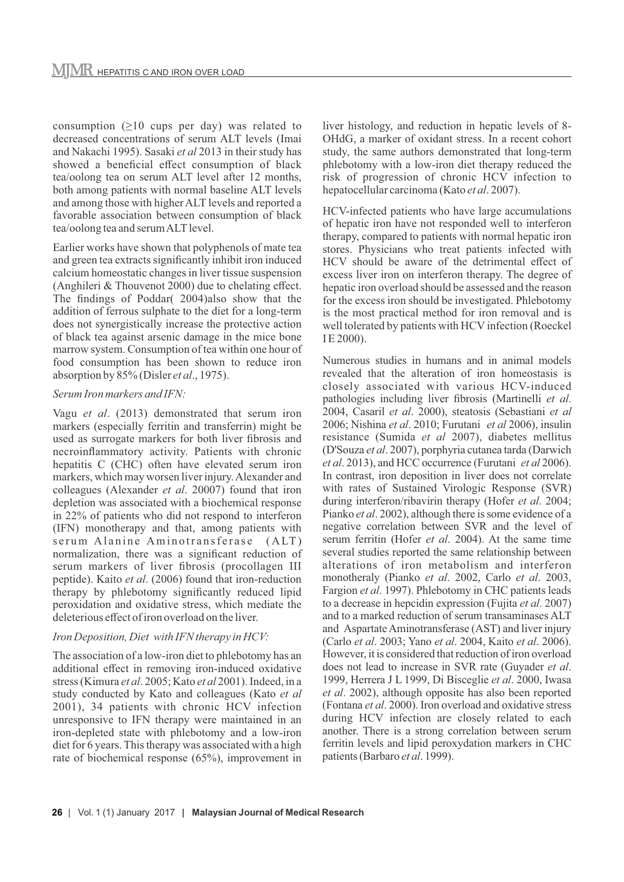consumption ($\geq$10 cups per day) was related to decreased concentrations of serum ALT levels (Imai and Nakachi 1995). Sasaki *et al* 2013 in their study has showed a beneficial effect consumption of black tea/oolong tea on serum ALT level after 12 months, both among patients with normal baseline ALT levels and among those with higher ALT levels and reported a favorable association between consumption of black tea/oolong tea and serum ALT level.

Earlier works have shown that polyphenols of mate tea and green tea extracts significantly inhibit iron induced calcium homeostatic changes in liver tissue suspension (Anghileri & Thouvenot 2000) due to chelating effect. The findings of Poddar( 2004)also show that the addition of ferrous sulphate to the diet for a long-term does not synergistically increase the protective action of black tea against arsenic damage in the mice bone marrow system. Consumption of tea within one hour of food consumption has been shown to reduce iron absorption by 85% (Disler *et al*., 1975).

*Serum Iron markers and IFN:*

Vagu *et al*. (2013) demonstrated that serum iron markers (especially ferritin and transferrin) might be used as surrogate markers for both liver fibrosis and necroinflammatory activity. Patients with chronic hepatitis C (CHC) often have elevated serum iron markers, which may worsen liver injury. Alexander and colleagues (Alexander *et al*. 20007) found that iron depletion was associated with a biochemical response in 22% of patients who did not respond to interferon (IFN) monotherapy and that, among patients with serum Alanine Aminotransferase (ALT) normalization, there was a significant reduction of serum markers of liver fibrosis (procollagen III peptide). Kaito *et al*. (2006) found that iron-reduction therapy by phlebotomy significantly reduced lipid peroxidation and oxidative stress, which mediate the deleterious effect of iron overload on the liver.

*Iron Deposition, Diet with IFN therapy in HCV:*

The association of a low-iron diet to phlebotomy has an additional effect in removing iron-induced oxidative stress (Kimura *et al*. 2005; Kato *et al* 2001). Indeed, in a study conducted by Kato and colleagues (Kato *et al* 2001), 34 patients with chronic HCV infection unresponsive to IFN therapy were maintained in an iron-depleted state with phlebotomy and a low-iron diet for 6 years. This therapy was associated with a high rate of biochemical response (65%), improvement in liver histology, and reduction in hepatic levels of 8-OHdG, a marker of oxidant stress. In a recent cohort study, the same authors demonstrated that long-term phlebotomy with a low-iron diet therapy reduced the risk of progression of chronic HCV infection to hepatocellular carcinoma (Kato *et al*. 2007).

HCV-infected patients who have large accumulations of hepatic iron have not responded well to interferon therapy, compared to patients with normal hepatic iron stores. Physicians who treat patients infected with HCV should be aware of the detrimental effect of excess liver iron on interferon therapy. The degree of hepatic iron overload should be assessed and the reason for the excess iron should be investigated. Phlebotomy is the most practical method for iron removal and is well tolerated by patients with HCV infection (Roeckel I E 2000).

Numerous studies in humans and in animal models revealed that the alteration of iron homeostasis is closely associated with various HCV-induced pathologies including liver fibrosis (Martinelli *et al*. 2004, Casaril *et al*. 2000), steatosis (Sebastiani *et al* 2006; Nishina *et al*. 2010; Furutani *et al* 2006), insulin resistance (Sumida *et al* 2007), diabetes mellitus (D'Souza *et al*. 2007), porphyria cutanea tarda (Darwich *et al*. 2013), and HCC occurrence (Furutani *et al* 2006). In contrast, iron deposition in liver does not correlate with rates of Sustained Virologic Response (SVR) during interferon/ribavirin therapy (Hofer *et al*. 2004; Pianko *et al*. 2002), although there is some evidence of a negative correlation between SVR and the level of serum ferritin (Hofer *et al*. 2004). At the same time several studies reported the same relationship between alterations of iron metabolism and interferon monotheraly (Pianko *et al*. 2002, Carlo *et al*. 2003, Fargion *et al*. 1997). Phlebotomy in CHC patients leads to a decrease in hepcidin expression (Fujita *et al*. 2007) and to a marked reduction of serum transaminases ALT and Aspartate Aminotransferase (AST) and liver injury (Carlo *et al*. 2003; Yano *et al*. 2004, Kaito *et al*. 2006). However, it is considered that reduction of iron overload does not lead to increase in SVR rate (Guyader *et al*. 1999, Herrera J L 1999, Di Bisceglie *et al*. 2000, Iwasa *et al*. 2002), although opposite has also been reported (Fontana *et al*. 2000). Iron overload and oxidative stress during HCV infection are closely related to each another. There is a strong correlation between serum ferritin levels and lipid peroxydation markers in CHC patients (Barbaro *et al*. 1999).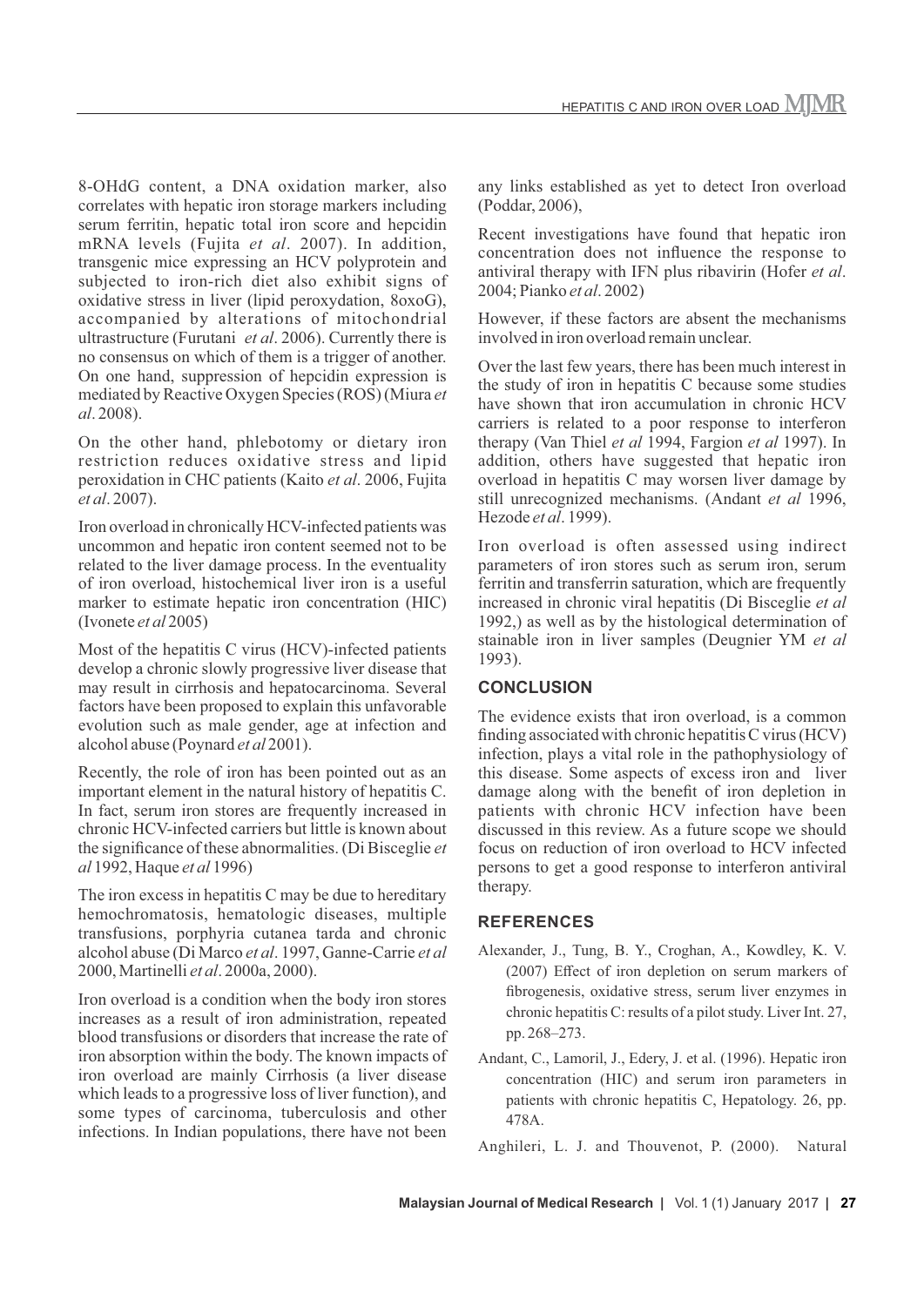8-OHdG content, a DNA oxidation marker, also correlates with hepatic iron storage markers including serum ferritin, hepatic total iron score and hepcidin mRNA levels (Fujita *et al*. 2007). In addition, transgenic mice expressing an HCV polyprotein and subjected to iron-rich diet also exhibit signs of oxidative stress in liver (lipid peroxydation, 8oxoG), accompanied by alterations of mitochondrial ultrastructure (Furutani *et al*. 2006). Currently there is no consensus on which of them is a trigger of another. On one hand, suppression of hepcidin expression is mediated by Reactive Oxygen Species (ROS) (Miura *et al*. 2008).

On the other hand, phlebotomy or dietary iron restriction reduces oxidative stress and lipid peroxidation in CHC patients (Kaito *et al*. 2006, Fujita *et al*. 2007).

Iron overload in chronically HCV-infected patients was uncommon and hepatic iron content seemed not to be related to the liver damage process. In the eventuality of iron overload, histochemical liver iron is a useful marker to estimate hepatic iron concentration (HIC) (Ivonete *et al* 2005)

Most of the hepatitis C virus (HCV)-infected patients develop a chronic slowly progressive liver disease that may result in cirrhosis and hepatocarcinoma. Several factors have been proposed to explain this unfavorable evolution such as male gender, age at infection and alcohol abuse (Poynard *et al* 2001).

Recently, the role of iron has been pointed out as an important element in the natural history of hepatitis C. In fact, serum iron stores are frequently increased in chronic HCV-infected carriers but little is known about the significance of these abnormalities. (Di Bisceglie *et al* 1992, Haque *et al* 1996)

The iron excess in hepatitis C may be due to hereditary hemochromatosis, hematologic diseases, multiple transfusions, porphyria cutanea tarda and chronic alcohol abuse (Di Marco *et al*. 1997, Ganne-Carrie *et al* 2000, Martinelli *et al*. 2000a, 2000).

Iron overload is a condition when the body iron stores increases as a result of iron administration, repeated blood transfusions or disorders that increase the rate of iron absorption within the body. The known impacts of iron overload are mainly Cirrhosis (a liver disease which leads to a progressive loss of liver function), and some types of carcinoma, tuberculosis and other infections. In Indian populations, there have not been any links established as yet to detect Iron overload (Poddar, 2006),

Recent investigations have found that hepatic iron concentration does not influence the response to antiviral therapy with IFN plus ribavirin (Hofer *et al*. 2004; Pianko *et al*. 2002)

However, if these factors are absent the mechanisms involved in iron overload remain unclear.

Over the last few years, there has been much interest in the study of iron in hepatitis C because some studies have shown that iron accumulation in chronic HCV carriers is related to a poor response to interferon therapy (Van Thiel *et al* 1994, Fargion *et al* 1997). In addition, others have suggested that hepatic iron overload in hepatitis C may worsen liver damage by still unrecognized mechanisms. (Andant *et al* 1996, Hezode *et al*. 1999).

Iron overload is often assessed using indirect parameters of iron stores such as serum iron, serum ferritin and transferrin saturation, which are frequently increased in chronic viral hepatitis (Di Bisceglie *et al* 1992,) as well as by the histological determination of stainable iron in liver samples (Deugnier YM *et al* 1993).

## CONCLUSION

The evidence exists that iron overload, is a common finding associated with chronic hepatitis C virus (HCV) infection, plays a vital role in the pathophysiology of this disease. Some aspects of excess iron and liver damage along with the benefit of iron depletion in patients with chronic HCV infection have been discussed in this review. As a future scope we should focus on reduction of iron overload to HCV infected persons to get a good response to interferon antiviral therapy.

## REFERENCES

Alexander, J., Tung, B. Y., Croghan, A., Kowdley, K. V. (2007) Effect of iron depletion on serum markers of fibrogenesis, oxidative stress, serum liver enzymes in chronic hepatitis C: results of a pilot study. Liver Int. 27, pp. 268–273.

Andant, C., Lamoril, J., Edery, J. et al. (1996). Hepatic iron concentration (HIC) and serum iron parameters in patients with chronic hepatitis C, Hepatology. 26, pp. 478A.

Anghileri, L. J. and Thouvenot, P. (2000). Natural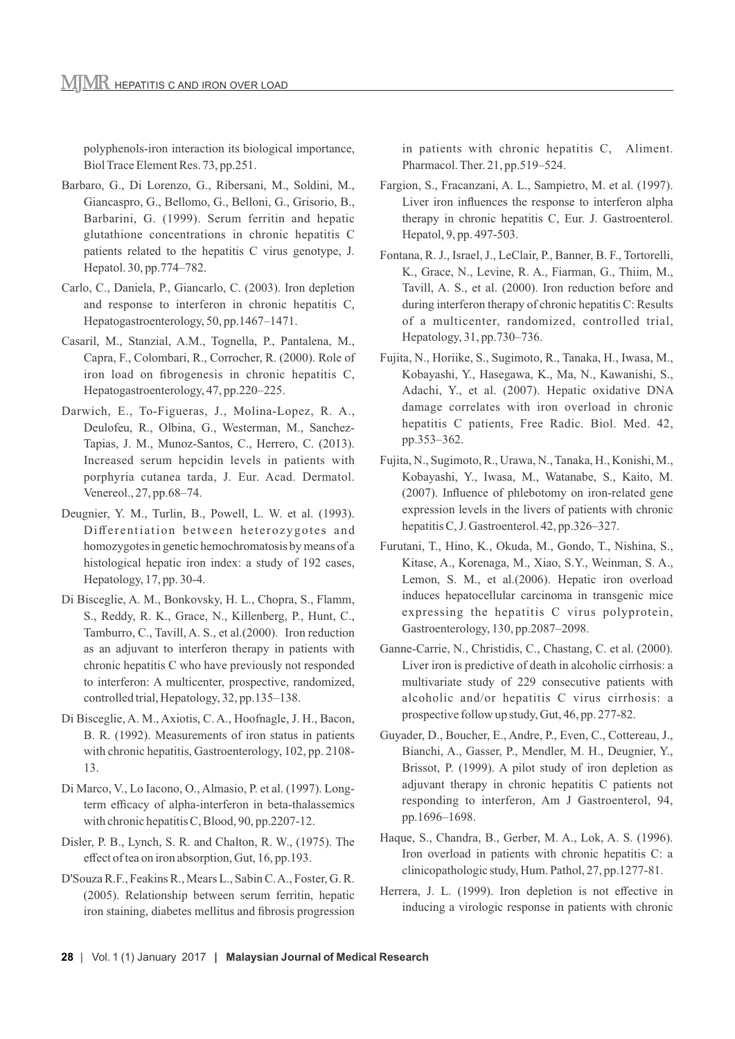polyphenols-iron interaction its biological importance, Biol Trace Element Res. 73, pp.251.

Barbaro, G., Di Lorenzo, G., Ribersani, M., Soldini, M., Giancaspro, G., Bellomo, G., Belloni, G., Grisorio, B., Barbarini, G. (1999). Serum ferritin and hepatic glutathione concentrations in chronic hepatitis C patients related to the hepatitis C virus genotype, J. Hepatol. 30, pp.774–782.

Carlo, C., Daniela, P., Giancarlo, C. (2003). Iron depletion and response to interferon in chronic hepatitis C, Hepatogastroenterology, 50, pp.1467–1471.

Casaril, M., Stanzial, A.M., Tognella, P., Pantalena, M., Capra, F., Colombari, R., Corrocher, R. (2000). Role of iron load on fibrogenesis in chronic hepatitis C, Hepatogastroenterology, 47, pp.220–225.

Darwich, E., To-Figueras, J., Molina-Lopez, R. A., Deulofeu, R., Olbina, G., Westerman, M., Sanchez-Tapias, J. M., Munoz-Santos, C., Herrero, C. (2013). Increased serum hepcidin levels in patients with porphyria cutanea tarda, J. Eur. Acad. Dermatol. Venereol., 27, pp.68–74.

Deugnier, Y. M., Turlin, B., Powell, L. W. et al. (1993). Differentiation between heterozygotes and homozygotes in genetic hemochromatosis by means of a histological hepatic iron index: a study of 192 cases, Hepatology, 17, pp. 30-4.

Di Bisceglie, A. M., Bonkovsky, H. L., Chopra, S., Flamm, S., Reddy, R. K., Grace, N., Killenberg, P., Hunt, C., Tamburro, C., Tavill, A. S., et al.(2000). Iron reduction as an adjuvant to interferon therapy in patients with chronic hepatitis C who have previously not responded to interferon: A multicenter, prospective, randomized, controlled trial, Hepatology, 32, pp.135–138.

Di Bisceglie, A. M., Axiotis, C. A., Hoofnagle, J. H., Bacon, B. R. (1992). Measurements of iron status in patients with chronic hepatitis, Gastroenterology, 102, pp. 2108-13.

Di Marco, V., Lo Iacono, O., Almasio, P. et al. (1997). Long-term efficacy of alpha-interferon in beta-thalassemics with chronic hepatitis C, Blood, 90, pp.2207-12.

Disler, P. B., Lynch, S. R. and Chalton, R. W., (1975). The effect of tea on iron absorption, Gut, 16, pp.193.

D'Souza R.F., Feakins R., Mears L., Sabin C. A., Foster, G. R. (2005). Relationship between serum ferritin, hepatic iron staining, diabetes mellitus and fibrosis progression in patients with chronic hepatitis C, Aliment. Pharmacol. Ther. 21, pp.519–524.

Fargion, S., Fracanzani, A. L., Sampietro, M. et al. (1997). Liver iron influences the response to interferon alpha therapy in chronic hepatitis C, Eur. J. Gastroenterol. Hepatol, 9, pp. 497-503.

Fontana, R. J., Israel, J., LeClair, P., Banner, B. F., Tortorelli, K., Grace, N., Levine, R. A., Fiarman, G., Thiim, M., Tavill, A. S., et al. (2000). Iron reduction before and during interferon therapy of chronic hepatitis C: Results of a multicenter, randomized, controlled trial, Hepatology, 31, pp.730–736.

Fujita, N., Horiike, S., Sugimoto, R., Tanaka, H., Iwasa, M., Kobayashi, Y., Hasegawa, K., Ma, N., Kawanishi, S., Adachi, Y., et al. (2007). Hepatic oxidative DNA damage correlates with iron overload in chronic hepatitis C patients, Free Radic. Biol. Med. 42, pp.353–362.

Fujita, N., Sugimoto, R., Urawa, N., Tanaka, H., Konishi, M., Kobayashi, Y., Iwasa, M., Watanabe, S., Kaito, M. (2007). Influence of phlebotomy on iron-related gene expression levels in the livers of patients with chronic hepatitis C, J. Gastroenterol. 42, pp.326–327.

Furutani, T., Hino, K., Okuda, M., Gondo, T., Nishina, S., Kitase, A., Korenaga, M., Xiao, S.Y., Weinman, S. A., Lemon, S. M., et al.(2006). Hepatic iron overload induces hepatocellular carcinoma in transgenic mice expressing the hepatitis C virus polyprotein, Gastroenterology, 130, pp.2087–2098.

Ganne-Carrie, N., Christidis, C., Chastang, C. et al. (2000). Liver iron is predictive of death in alcoholic cirrhosis: a multivariate study of 229 consecutive patients with alcoholic and/or hepatitis C virus cirrhosis: a prospective follow up study, Gut, 46, pp. 277-82.

Guyader, D., Boucher, E., Andre, P., Even, C., Cottereau, J., Bianchi, A., Gasser, P., Mendler, M. H., Deugnier, Y., Brissot, P. (1999). A pilot study of iron depletion as adjuvant therapy in chronic hepatitis C patients not responding to interferon, Am J Gastroenterol, 94, pp.1696–1698.

Haque, S., Chandra, B., Gerber, M. A., Lok, A. S. (1996). Iron overload in patients with chronic hepatitis C: a clinicopathologic study, Hum. Pathol, 27, pp.1277-81.

Herrera, J. L. (1999). Iron depletion is not effective in inducing a virologic response in patients with chronic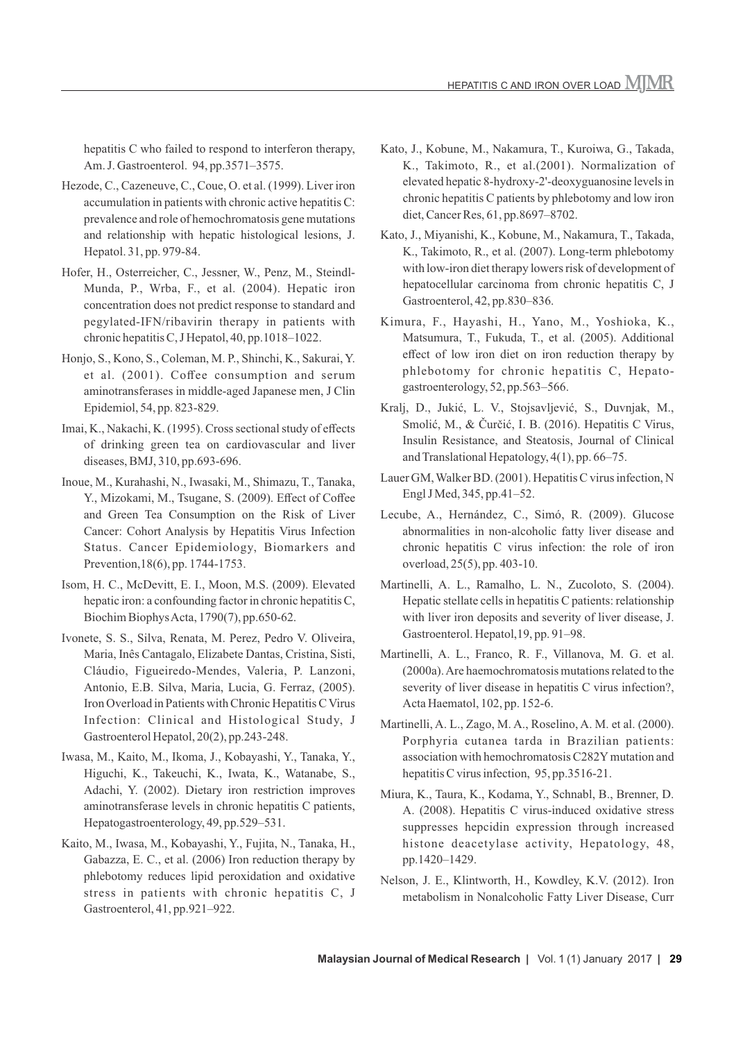hepatitis C who failed to respond to interferon therapy, Am. J. Gastroenterol. 94, pp.3571–3575.

Hezode, C., Cazeneuve, C., Coue, O. et al. (1999). Liver iron accumulation in patients with chronic active hepatitis C: prevalence and role of hemochromatosis gene mutations and relationship with hepatic histological lesions, J. Hepatol. 31, pp. 979-84.

Hofer, H., Osterreicher, C., Jessner, W., Penz, M., Steindl-Munda, P., Wrba, F., et al. (2004). Hepatic iron concentration does not predict response to standard and pegylated-IFN/ribavirin therapy in patients with chronic hepatitis C, J Hepatol, 40, pp.1018–1022.

Honjo, S., Kono, S., Coleman, M. P., Shinchi, K., Sakurai, Y. et al. (2001). Coffee consumption and serum aminotransferases in middle-aged Japanese men, J Clin Epidemiol, 54, pp. 823-829.

Imai, K., Nakachi, K. (1995). Cross sectional study of effects of drinking green tea on cardiovascular and liver diseases, BMJ, 310, pp.693-696.

Inoue, M., Kurahashi, N., Iwasaki, M., Shimazu, T., Tanaka, Y., Mizokami, M., Tsugane, S. (2009). Effect of Coffee and Green Tea Consumption on the Risk of Liver Cancer: Cohort Analysis by Hepatitis Virus Infection Status. Cancer Epidemiology, Biomarkers and Prevention,18(6), pp. 1744-1753.

Isom, H. C., McDevitt, E. I., Moon, M.S. (2009). Elevated hepatic iron: a confounding factor in chronic hepatitis C, Biochim Biophys Acta, 1790(7), pp.650-62.

Ivonete, S. S., Silva, Renata, M. Perez, Pedro V. Oliveira, Maria, Inês Cantagalo, Elizabete Dantas, Cristina, Sisti, Cláudio, Figueiredo-Mendes, Valeria, P. Lanzoni, Antonio, E.B. Silva, Maria, Lucia, G. Ferraz, (2005). Iron Overload in Patients with Chronic Hepatitis C Virus Infection: Clinical and Histological Study, J Gastroenterol Hepatol, 20(2), pp.243-248.

Iwasa, M., Kaito, M., Ikoma, J., Kobayashi, Y., Tanaka, Y., Higuchi, K., Takeuchi, K., Iwata, K., Watanabe, S., Adachi, Y. (2002). Dietary iron restriction improves aminotransferase levels in chronic hepatitis C patients, Hepatogastroenterology, 49, pp.529–531.

Kaito, M., Iwasa, M., Kobayashi, Y., Fujita, N., Tanaka, H., Gabazza, E. C., et al. (2006) Iron reduction therapy by phlebotomy reduces lipid peroxidation and oxidative stress in patients with chronic hepatitis C, J Gastroenterol, 41, pp.921–922.

Kato, J., Kobune, M., Nakamura, T., Kuroiwa, G., Takada, K., Takimoto, R., et al.(2001). Normalization of elevated hepatic 8-hydroxy-2'-deoxyguanosine levels in chronic hepatitis C patients by phlebotomy and low iron diet, Cancer Res, 61, pp.8697–8702.

Kato, J., Miyanishi, K., Kobune, M., Nakamura, T., Takada, K., Takimoto, R., et al. (2007). Long-term phlebotomy with low-iron diet therapy lowers risk of development of hepatocellular carcinoma from chronic hepatitis C, J Gastroenterol, 42, pp.830–836.

Kimura, F., Hayashi, H., Yano, M., Yoshioka, K., Matsumura, T., Fukuda, T., et al. (2005). Additional effect of low iron diet on iron reduction therapy by phlebotomy for chronic hepatitis C, Hepato-gastroenterology, 52, pp.563–566.

Kralj, D., Jukić, L. V., Stojsavljević, S., Duvnjak, M., Smolić, M., & Čurčić, I. B. (2016). Hepatitis C Virus, Insulin Resistance, and Steatosis, Journal of Clinical and Translational Hepatology, 4(1), pp. 66–75.

Lauer GM, Walker BD. (2001). Hepatitis C virus infection, N Engl J Med, 345, pp.41–52.

Lecube, A., Hernández, C., Simó, R. (2009). Glucose abnormalities in non-alcoholic fatty liver disease and chronic hepatitis C virus infection: the role of iron overload, 25(5), pp. 403-10.

Martinelli, A. L., Ramalho, L. N., Zucoloto, S. (2004). Hepatic stellate cells in hepatitis C patients: relationship with liver iron deposits and severity of liver disease, J. Gastroenterol. Hepatol,19, pp. 91–98.

Martinelli, A. L., Franco, R. F., Villanova, M. G. et al. (2000a). Are haemochromatosis mutations related to the severity of liver disease in hepatitis C virus infection?, Acta Haematol, 102, pp. 152-6.

Martinelli, A. L., Zago, M. A., Roselino, A. M. et al. (2000). Porphyria cutanea tarda in Brazilian patients: association with hemochromatosis C282Y mutation and hepatitis C virus infection, 95, pp.3516-21.

Miura, K., Taura, K., Kodama, Y., Schnabl, B., Brenner, D. A. (2008). Hepatitis C virus-induced oxidative stress suppresses hepcidin expression through increased histone deacetylase activity, Hepatology, 48, pp.1420–1429.

Nelson, J. E., Klintworth, H., Kowdley, K.V. (2012). Iron metabolism in Nonalcoholic Fatty Liver Disease, Curr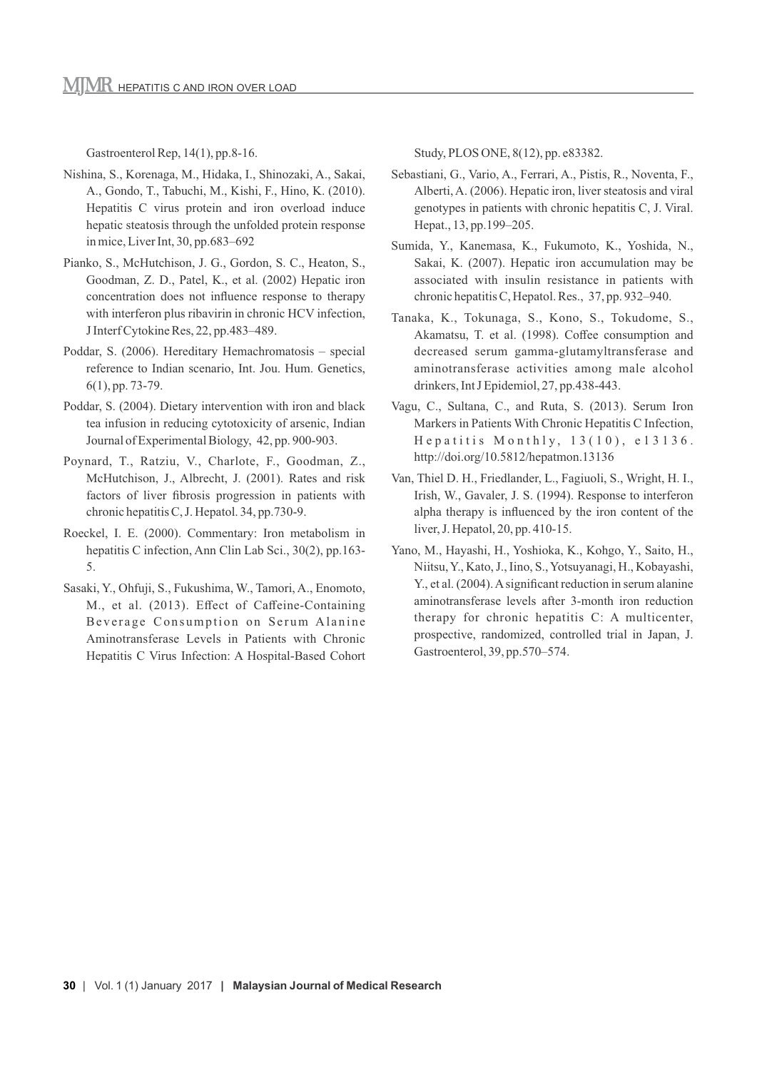Gastroenterol Rep, 14(1), pp.8-16.

Nishina, S., Korenaga, M., Hidaka, I., Shinozaki, A., Sakai, A., Gondo, T., Tabuchi, M., Kishi, F., Hino, K. (2010). Hepatitis C virus protein and iron overload induce hepatic steatosis through the unfolded protein response in mice, Liver Int, 30, pp.683–692

Pianko, S., McHutchison, J. G., Gordon, S. C., Heaton, S., Goodman, Z. D., Patel, K., et al. (2002) Hepatic iron concentration does not influence response to therapy with interferon plus ribavirin in chronic HCV infection, J Interf Cytokine Res, 22, pp.483–489.

Poddar, S. (2006). Hereditary Hemachromatosis – special reference to Indian scenario, Int. Jou. Hum. Genetics, 6(1), pp. 73-79.

Poddar, S. (2004). Dietary intervention with iron and black tea infusion in reducing cytotoxicity of arsenic, Indian Journal of Experimental Biology, 42, pp. 900-903.

Poynard, T., Ratziu, V., Charlote, F., Goodman, Z., McHutchison, J., Albrecht, J. (2001). Rates and risk factors of liver fibrosis progression in patients with chronic hepatitis C, J. Hepatol. 34, pp.730-9.

Roeckel, I. E. (2000). Commentary: Iron metabolism in hepatitis C infection, Ann Clin Lab Sci., 30(2), pp.163-5.

Sasaki, Y., Ohfuji, S., Fukushima, W., Tamori, A., Enomoto, M., et al. (2013). Effect of Caffeine-Containing Beverage Consumption on Serum Alanine Aminotransferase Levels in Patients with Chronic Hepatitis C Virus Infection: A Hospital-Based Cohort Study, PLOS ONE, 8(12), pp. e83382.

Sebastiani, G., Vario, A., Ferrari, A., Pistis, R., Noventa, F., Alberti, A. (2006). Hepatic iron, liver steatosis and viral genotypes in patients with chronic hepatitis C, J. Viral. Hepat., 13, pp.199–205.

Sumida, Y., Kanemasa, K., Fukumoto, K., Yoshida, N., Sakai, K. (2007). Hepatic iron accumulation may be associated with insulin resistance in patients with chronic hepatitis C, Hepatol. Res., 37, pp. 932–940.

Tanaka, K., Tokunaga, S., Kono, S., Tokudome, S., Akamatsu, T. et al. (1998). Coffee consumption and decreased serum gamma-glutamyltransferase and aminotransferase activities among male alcohol drinkers, Int J Epidemiol, 27, pp.438-443.

Vagu, C., Sultana, C., and Ruta, S. (2013). Serum Iron Markers in Patients With Chronic Hepatitis C Infection, Hepatitis Monthly, 13(10), e13136. http://doi.org/10.5812/hepatmon.13136

Van, Thiel D. H., Friedlander, L., Fagiuoli, S., Wright, H. I., Irish, W., Gavaler, J. S. (1994). Response to interferon alpha therapy is influenced by the iron content of the liver, J. Hepatol, 20, pp. 410-15.

Yano, M., Hayashi, H., Yoshioka, K., Kohgo, Y., Saito, H., Niitsu, Y., Kato, J., Iino, S., Yotsuyanagi, H., Kobayashi, Y., et al. (2004). A significant reduction in serum alanine aminotransferase levels after 3-month iron reduction therapy for chronic hepatitis C: A multicenter, prospective, randomized, controlled trial in Japan, J. Gastroenterol, 39, pp.570–574.